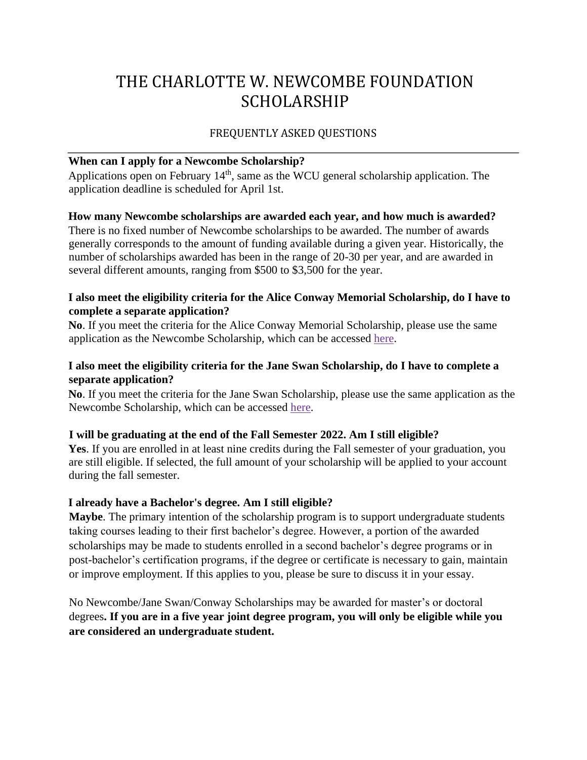# THE CHARLOTTE W. NEWCOMBE FOUNDATION SCHOLARSHIP

## FREQUENTLY ASKED QUESTIONS

**When can I apply for a Newcombe Scholarship?**

Applications open on February 14th, same as the WCU general scholarship application. The application deadline is scheduled for April 1st.

**How many Newcombe scholarships are awarded each year, and how much is awarded?**

There is no fixed number of Newcombe scholarships to be awarded. The number of awards generally corresponds to the amount of funding available during a given year. Historically, the number of scholarships awarded has been in the range of 20-30 per year, and are awarded in several different amounts, ranging from $500 to $3,500 for the year.

**I also meet the eligibility criteria for the Alice Conway Memorial Scholarship, do I have to complete a separate application?**

**No**. If you meet the criteria for the Alice Conway Memorial Scholarship, please use the same application as the Newcombe Scholarship, which can be accessed here.

**I also meet the eligibility criteria for the Jane Swan Scholarship, do I have to complete a separate application?**

**No**. If you meet the criteria for the Jane Swan Scholarship, please use the same application as the Newcombe Scholarship, which can be accessed here.

**I will be graduating at the end of the Fall Semester 2022. Am I still eligible?**

**Yes**. If you are enrolled in at least nine credits during the Fall semester of your graduation, you are still eligible. If selected, the full amount of your scholarship will be applied to your account during the fall semester.

**I already have a Bachelor's degree. Am I still eligible?**

**Maybe**. The primary intention of the scholarship program is to support undergraduate students taking courses leading to their first bachelor's degree. However, a portion of the awarded scholarships may be made to students enrolled in a second bachelor's degree programs or in post-bachelor's certification programs, if the degree or certificate is necessary to gain, maintain or improve employment. If this applies to you, please be sure to discuss it in your essay.

No Newcombe/Jane Swan/Conway Scholarships may be awarded for master's or doctoral degrees**. If you are in a five year joint degree program, you will only be eligible while you are considered an undergraduate student.**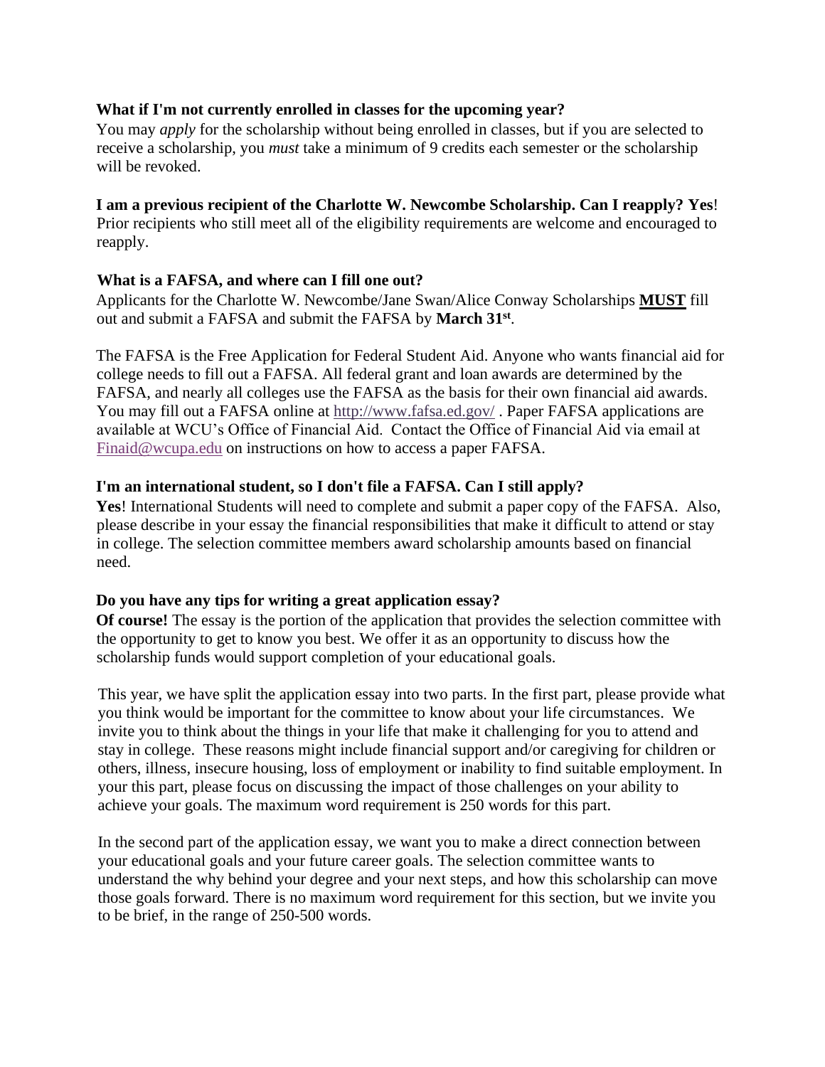**What if I'm not currently enrolled in classes for the upcoming year?**

You may *apply* for the scholarship without being enrolled in classes, but if you are selected to receive a scholarship, you *must* take a minimum of 9 credits each semester or the scholarship will be revoked.

**I am a previous recipient of the Charlotte W. Newcombe Scholarship. Can I reapply? Yes**!

Prior recipients who still meet all of the eligibility requirements are welcome and encouraged to reapply.

**What is a FAFSA, and where can I fill one out?**

Applicants for the Charlotte W. Newcombe/Jane Swan/Alice Conway Scholarships **<u>MUST</u>** fill out and submit a FAFSA and submit the FAFSA by **March 31st**.

The FAFSA is the Free Application for Federal Student Aid. Anyone who wants financial aid for college needs to fill out a FAFSA. All federal grant and loan awards are determined by the FAFSA, and nearly all colleges use the FAFSA as the basis for their own financial aid awards. You may fill out a FAFSA online at http://www.fafsa.ed.gov/ . Paper FAFSA applications are available at WCU's Office of Financial Aid. Contact the Office of Financial Aid via email at Finaid@wcupa.edu on instructions on how to access a paper FAFSA.

**I'm an international student, so I don't file a FAFSA. Can I still apply?**

**Yes**! International Students will need to complete and submit a paper copy of the FAFSA. Also, please describe in your essay the financial responsibilities that make it difficult to attend or stay in college. The selection committee members award scholarship amounts based on financial need.

**Do you have any tips for writing a great application essay?**

**Of course!** The essay is the portion of the application that provides the selection committee with the opportunity to get to know you best. We offer it as an opportunity to discuss how the scholarship funds would support completion of your educational goals.

This year, we have split the application essay into two parts. In the first part, please provide what you think would be important for the committee to know about your life circumstances. We invite you to think about the things in your life that make it challenging for you to attend and stay in college. These reasons might include financial support and/or caregiving for children or others, illness, insecure housing, loss of employment or inability to find suitable employment. In your this part, please focus on discussing the impact of those challenges on your ability to achieve your goals. The maximum word requirement is 250 words for this part.

In the second part of the application essay, we want you to make a direct connection between your educational goals and your future career goals. The selection committee wants to understand the why behind your degree and your next steps, and how this scholarship can move those goals forward. There is no maximum word requirement for this section, but we invite you to be brief, in the range of 250-500 words.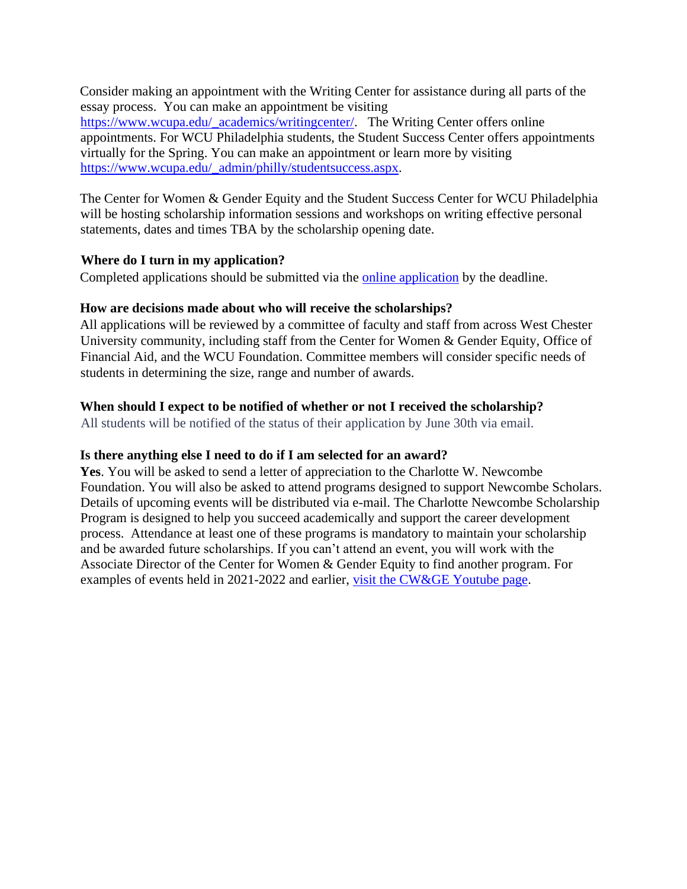Consider making an appointment with the Writing Center for assistance during all parts of the essay process. You can make an appointment be visiting https://www.wcupa.edu/_academics/writingcenter/. The Writing Center offers online appointments. For WCU Philadelphia students, the Student Success Center offers appointments virtually for the Spring. You can make an appointment or learn more by visiting https://www.wcupa.edu/_admin/philly/studentsuccess.aspx.

The Center for Women & Gender Equity and the Student Success Center for WCU Philadelphia will be hosting scholarship information sessions and workshops on writing effective personal statements, dates and times TBA by the scholarship opening date.

**Where do I turn in my application?**

Completed applications should be submitted via the online application by the deadline.

**How are decisions made about who will receive the scholarships?**

All applications will be reviewed by a committee of faculty and staff from across West Chester University community, including staff from the Center for Women & Gender Equity, Office of Financial Aid, and the WCU Foundation. Committee members will consider specific needs of students in determining the size, range and number of awards.

**When should I expect to be notified of whether or not I received the scholarship?**

All students will be notified of the status of their application by June 30th via email.

**Is there anything else I need to do if I am selected for an award?**

**Yes**. You will be asked to send a letter of appreciation to the Charlotte W. Newcombe Foundation. You will also be asked to attend programs designed to support Newcombe Scholars. Details of upcoming events will be distributed via e-mail. The Charlotte Newcombe Scholarship Program is designed to help you succeed academically and support the career development process. Attendance at least one of these programs is mandatory to maintain your scholarship and be awarded future scholarships. If you can't attend an event, you will work with the Associate Director of the Center for Women & Gender Equity to find another program. For examples of events held in 2021-2022 and earlier, visit the CW&GE Youtube page.